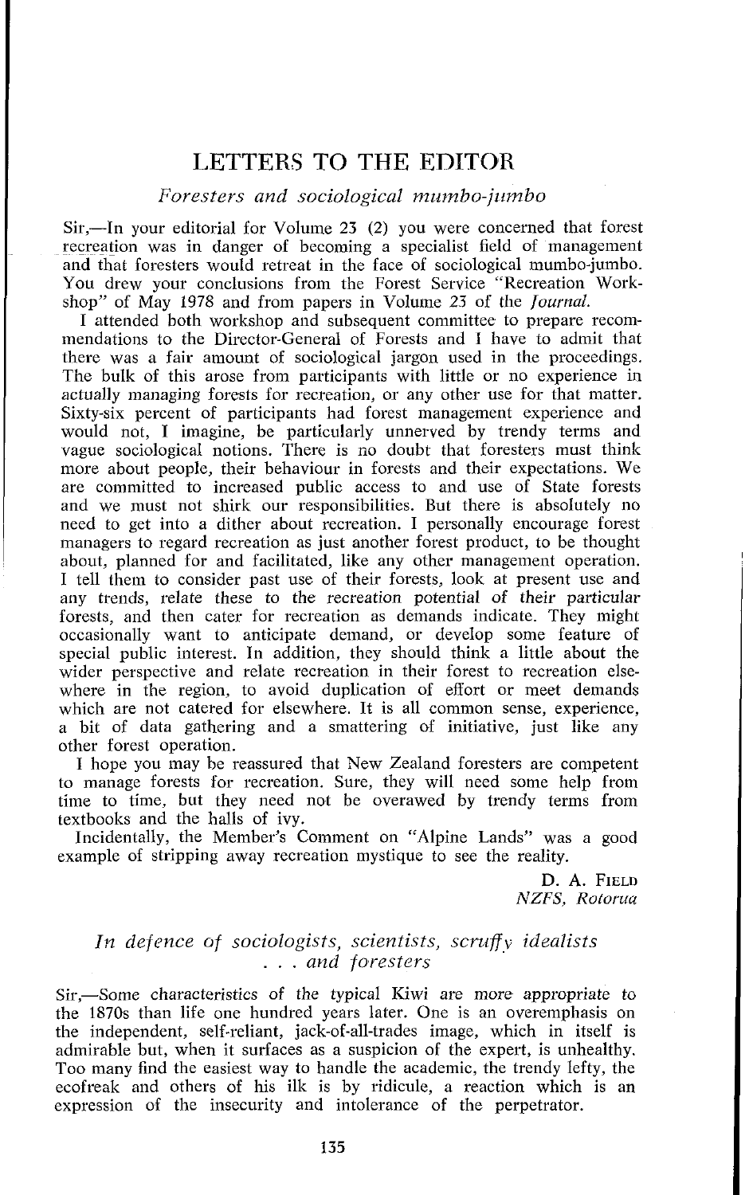# LETTERS TO THE EDITOR

## *Foresters and sociological mumbo-jumbo*

Sir,—In your editorial for Volume 23 (2) you were concerned that forest recreation was in danger of becoming a specialist field of management and that foresters would retreat in the face of sociological mumbo-jumbo. You drew your conclusions from the Forest Service "Recreation Workshop" of May 1978 and from papers in Volume 23 of the *Journal.*

I attended both workshop and subsequent committee to prepare recommendations to the Director-General of Forests and I have to admit that there was a fair amount of sociological jargon used in the proceedings. The bulk of this arose from participants with little or no experience in actually managing forests for recreation, or any other use for that matter. Sixty-six percent of participants had forest management experience and would not, I imagine, be particularly unnerved by trendy terms and vague sociological notions. There is no doubt that foresters must think more about people, their behaviour in forests and their expectations. We are committed to increased public access to and use of State forests and we must not shirk our responsibilities. But there is absolutely no need to get into a dither about recreation. I personally encourage forest managers to regard recreation as just another forest product, to be thought about, planned for and facilitated, like any other management operation. I tell them to consider past use of their forests, look at present use and any trends, relate these to the recreation potential of their particular forests, and then cater for recreation as demands indicate. They might occasionally want to anticipate demand, or develop some feature of special public interest. In addition, they should think a little about the wider perspective and relate recreation in their forest to recreation elsewhere in the region, to avoid duplication of effort or meet demands which are not catered for elsewhere. It is all common sense, experience, a bit of data gathering and a smattering of initiative, just like any other forest operation.

I hope you may be reassured that New Zealand foresters are competent to manage forests for recreation. Sure, they will need some help from time to time, but they need not be overawed by trendy terms from textbooks and the halls of ivy.

Incidentally, the Member's Comment on "Alpine Lands" was a good example of stripping away recreation mystique to see the reality.

D. A. FIELD
*NZFS, Rotorua*

## *In defence of sociologists, scientists, scruffy idealists . . . and foresters*

Sir,—Some characteristics of the typical Kiwi are more appropriate to the 1870s than life one hundred years later. One is an overemphasis on the independent, self-reliant, jack-of-all-trades image, which in itself is admirable but, when it surfaces as a suspicion of the expert, is unhealthy. Too many find the easiest way to handle the academic, the trendy lefty, the ecofreak and others of his ilk is by ridicule, a reaction which is an expression of the insecurity and intolerance of the perpetrator.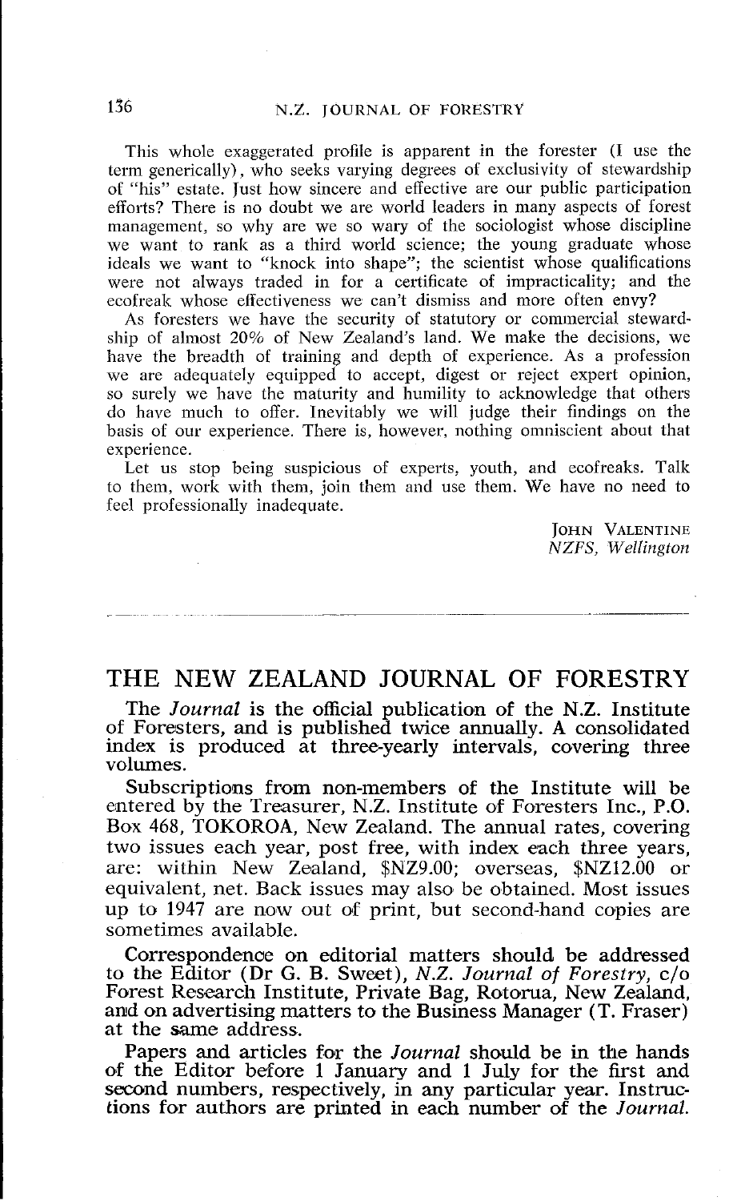This whole exaggerated profile is apparent in the forester (I use the term generically), who seeks varying degrees of exclusivity of stewardship of "his" estate. Just how sincere and effective are our public participation efforts? There is no doubt we are world leaders in many aspects of forest management, so why are we so wary of the sociologist whose discipline we want to rank as a third world science; the young graduate whose ideals we want to "knock into shape"; the scientist whose qualifications were not always traded in for a certificate of impracticality; and the ecofreak whose effectiveness we can't dismiss and more often envy?

As foresters we have the security of statutory or commercial stewardship of almost 20% of New Zealand's land. We make the decisions, we have the breadth of training and depth of experience. As a profession we are adequately equipped to accept, digest or reject expert opinion, so surely we have the maturity and humility to acknowledge that others do have much to offer. Inevitably we will judge their findings on the basis of our experience. There is, however, nothing omniscient about that experience.

Let us stop being suspicious of experts, youth, and ecofreaks. Talk to them, work with them, join them and use them. We have no need to feel professionally inadequate.

JOHN VALENTINE
*NZFS, Wellington*

---

# THE NEW ZEALAND JOURNAL OF FORESTRY

The *Journal* is the official publication of the N.Z. Institute of Foresters, and is published twice annually. A consolidated index is produced at three-yearly intervals, covering three volumes.

Subscriptions from non-members of the Institute will be entered by the Treasurer, N.Z. Institute of Foresters Inc., P.O. Box 468, TOKOROA, New Zealand. The annual rates, covering two issues each year, post free, with index each three years, are: within New Zealand, $NZ9.00; overseas, $NZ12.00 or equivalent, net. Back issues may also be obtained. Most issues up to 1947 are now out of print, but second-hand copies are sometimes available.

Correspondence on editorial matters should be addressed to the Editor (Dr G. B. Sweet), *N.Z. Journal of Forestry*, c/o Forest Research Institute, Private Bag, Rotorua, New Zealand, and on advertising matters to the Business Manager (T. Fraser) at the same address.

Papers and articles for the *Journal* should be in the hands of the Editor before 1 January and 1 July for the first and second numbers, respectively, in any particular year. Instructions for authors are printed in each number of the *Journal*.